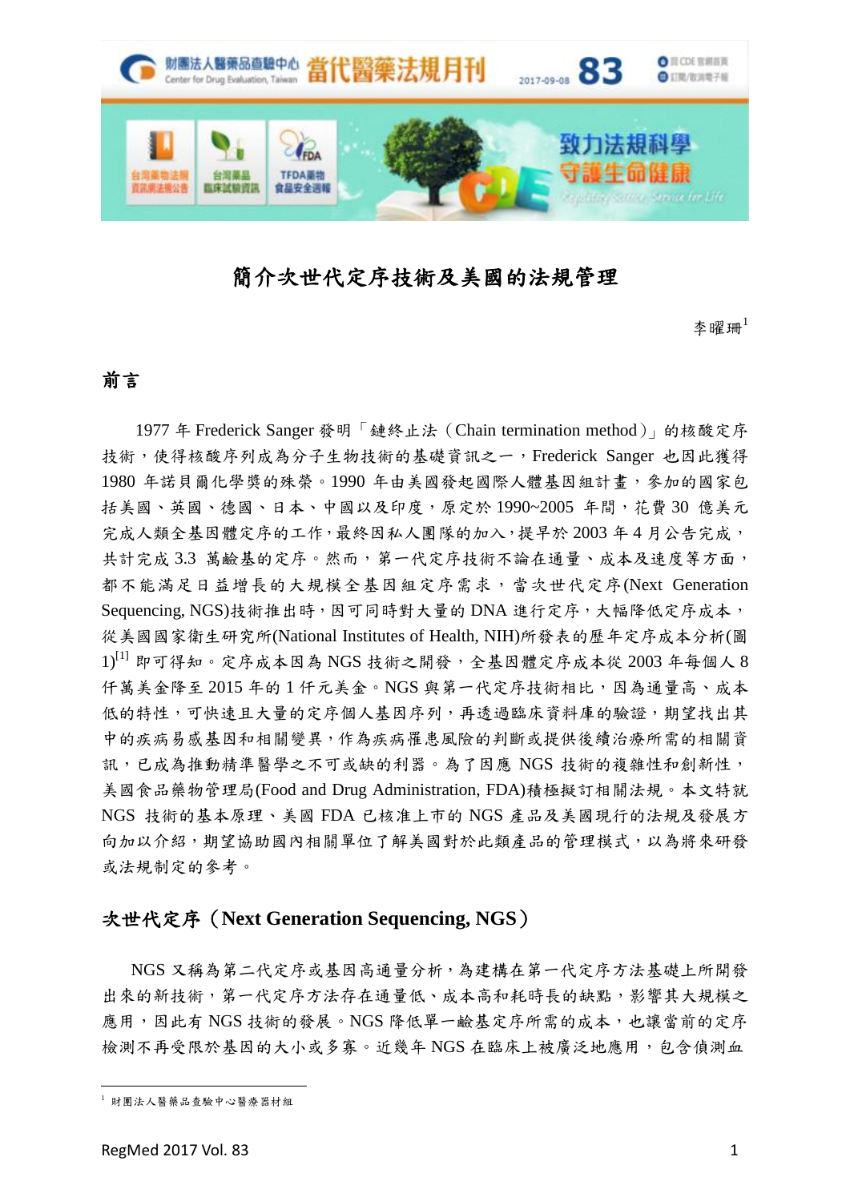# 簡介次世代定序技術及美國的法規管理

李曜珊[1]

## 前言

1977 年 Frederick Sanger 發明「鏈終止法（Chain termination method）」的核酸定序技術，使得核酸序列成為分子生物技術的基礎資訊之一，Frederick Sanger 也因此獲得 1980 年諾貝爾化學獎的殊榮。1990 年由美國發起國際人體基因組計畫，參加的國家包括美國、英國、德國、日本、中國以及印度，原定於 1990~2005 年間，花費 30 億美元完成人類全基因體定序的工作，最終因私人團隊的加入，提早於 2003 年 4 月公告完成，共計完成 3.3 萬鹼基的定序。然而，第一代定序技術不論在通量、成本及速度等方面，都不能滿足日益增長的大規模全基因組定序需求，當次世代定序(Next Generation Sequencing, NGS)技術推出時，因可同時對大量的 DNA 進行定序，大幅降低定序成本，從美國國家衛生研究所(National Institutes of Health, NIH)所發表的歷年定序成本分析(圖 1)[1] 即可得知。定序成本因為 NGS 技術之開發，全基因體定序成本從 2003 年每個人 8 仟萬美金降至 2015 年的 1 仟元美金。NGS 與第一代定序技術相比，因為通量高、成本低的特性，可快速且大量的定序個人基因序列，再透過臨床資料庫的驗證，期望找出其中的疾病易感基因和相關變異，作為疾病罹患風險的判斷或提供後續治療所需的相關資訊，已成為推動精準醫學之不可或缺的利器。為了因應 NGS 技術的複雜性和創新性，美國食品藥物管理局(Food and Drug Administration, FDA)積極擬訂相關法規。本文特就 NGS 技術的基本原理、美國 FDA 已核准上市的 NGS 產品及美國現行的法規及發展方向加以介紹，期望協助國內相關單位了解美國對於此類產品的管理模式，以為將來研發或法規制定的參考。

## 次世代定序（Next Generation Sequencing, NGS）

NGS 又稱為第二代定序或基因高通量分析，為建構在第一代定序方法基礎上所開發出來的新技術，第一代定序方法存在通量低、成本高和耗時長的缺點，影響其大規模之應用，因此有 NGS 技術的發展。NGS 降低單一鹼基定序所需的成本，也讓當前的定序檢測不再受限於基因的大小或多寡。近幾年 NGS 在臨床上被廣泛地應用，包含偵測血

[1] 財團法人醫藥品查驗中心醫療器材組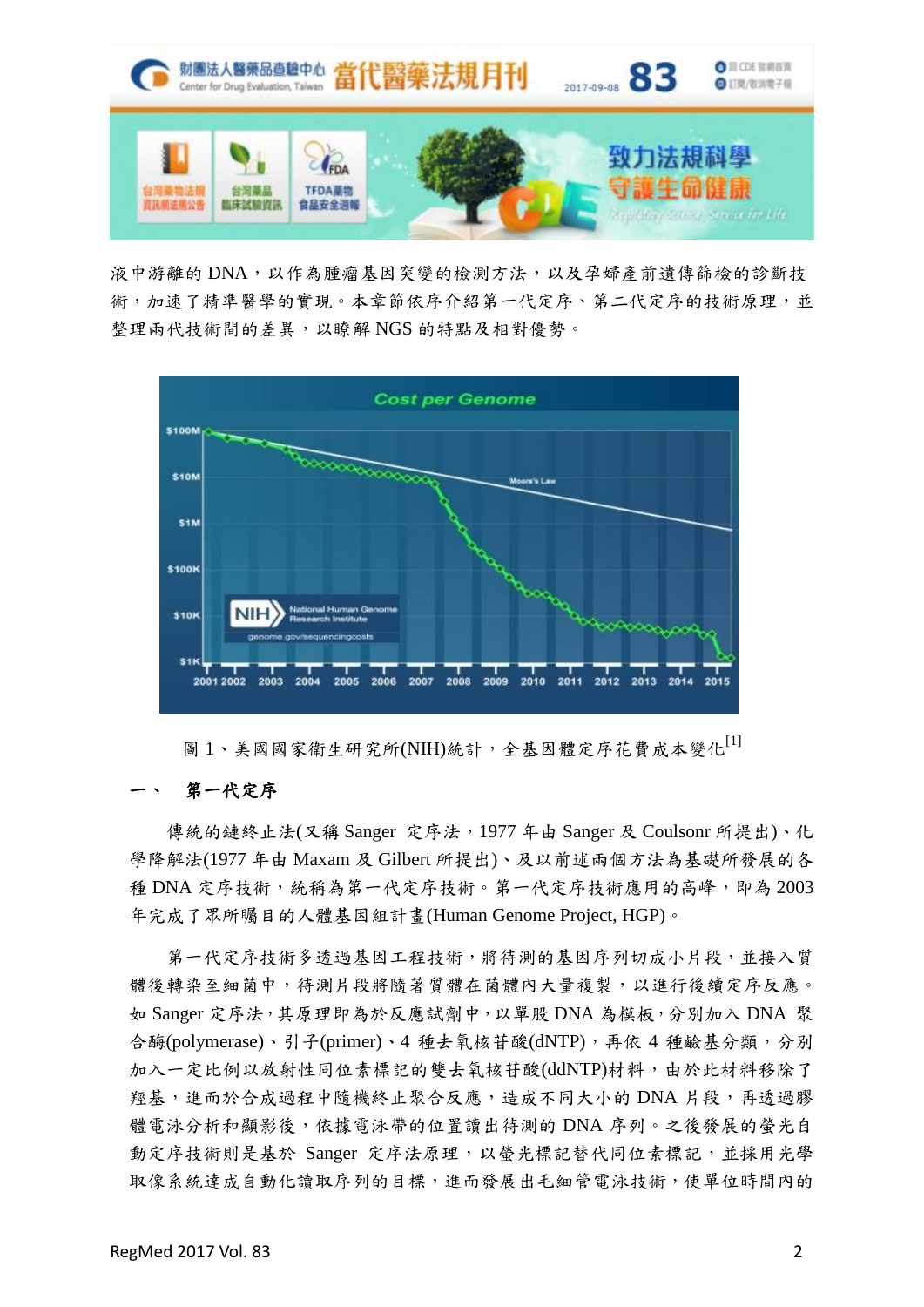液中游離的 DNA，以作為腫瘤基因突變的檢測方法，以及孕婦產前遺傳篩檢的診斷技術，加速了精準醫學的實現。本章節依序介紹第一代定序、第二代定序的技術原理，並整理兩代技術間的差異，以瞭解 NGS 的特點及相對優勢。

圖 1、美國國家衛生研究所(NIH)統計，全基因體定序花費成本變化[1]

## 一、 第一代定序

傳統的鏈終止法(又稱 Sanger 定序法，1977 年由 Sanger 及 Coulsonr 所提出)、化學降解法(1977 年由 Maxam 及 Gilbert 所提出)、及以前述兩個方法為基礎所發展的各種 DNA 定序技術，統稱為第一代定序技術。第一代定序技術應用的高峰，即為 2003 年完成了眾所矚目的人體基因組計畫(Human Genome Project, HGP)。

第一代定序技術多透過基因工程技術，將待測的基因序列切成小片段，並接入質體後轉染至細菌中，待測片段將隨著質體在菌體內大量複製，以進行後續定序反應。如 Sanger 定序法，其原理即為於反應試劑中，以單股 DNA 為模板，分別加入 DNA 聚合酶(polymerase)、引子(primer)、4 種去氧核苷酸(dNTP)，再依 4 種鹼基分類，分別加入一定比例以放射性同位素標記的雙去氧核苷酸(ddNTP)材料，由於此材料移除了羥基，進而於合成過程中隨機終止聚合反應，造成不同大小的 DNA 片段，再透過膠體電泳分析和顯影後，依據電泳帶的位置讀出待測的 DNA 序列。之後發展的螢光自動定序技術則是基於 Sanger 定序法原理，以螢光標記替代同位素標記，並採用光學取像系統達成自動化讀取序列的目標，進而發展出毛細管電泳技術，使單位時間內的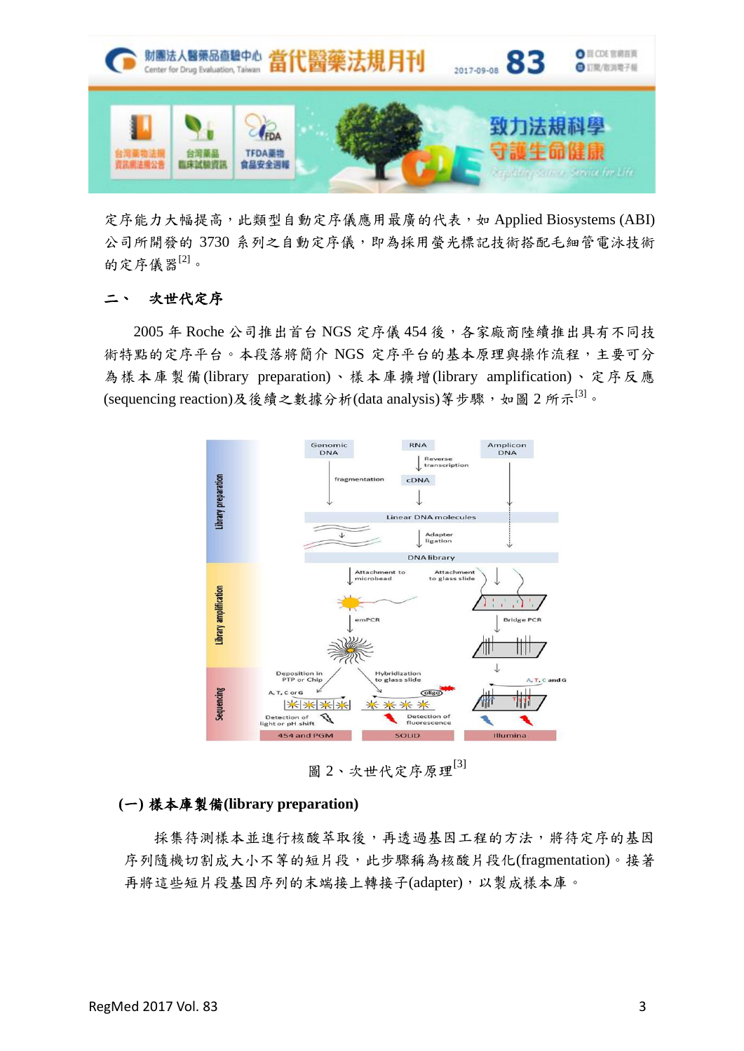定序能力大幅提高，此類型自動定序儀應用最廣的代表，如 Applied Biosystems (ABI) 公司所開發的 3730 系列之自動定序儀，即為採用螢光標記技術搭配毛細管電泳技術的定序儀器[2]。

## 二、 次世代定序

2005 年 Roche 公司推出首台 NGS 定序儀 454 後，各家廠商陸續推出具有不同技術特點的定序平台。本段落將簡介 NGS 定序平台的基本原理與操作流程，主要可分為樣本庫製備(library preparation)、樣本庫擴增(library amplification)、定序反應(sequencing reaction)及後續之數據分析(data analysis)等步驟，如圖 2 所示[3]。

圖 2、次世代定序原理[3]

### (一) 樣本庫製備(library preparation)

採集待測樣本並進行核酸萃取後，再透過基因工程的方法，將待定序的基因序列隨機切割成大小不等的短片段，此步驟稱為核酸片段化(fragmentation)。接著再將這些短片段基因序列的末端接上轉接子(adapter)，以製成樣本庫。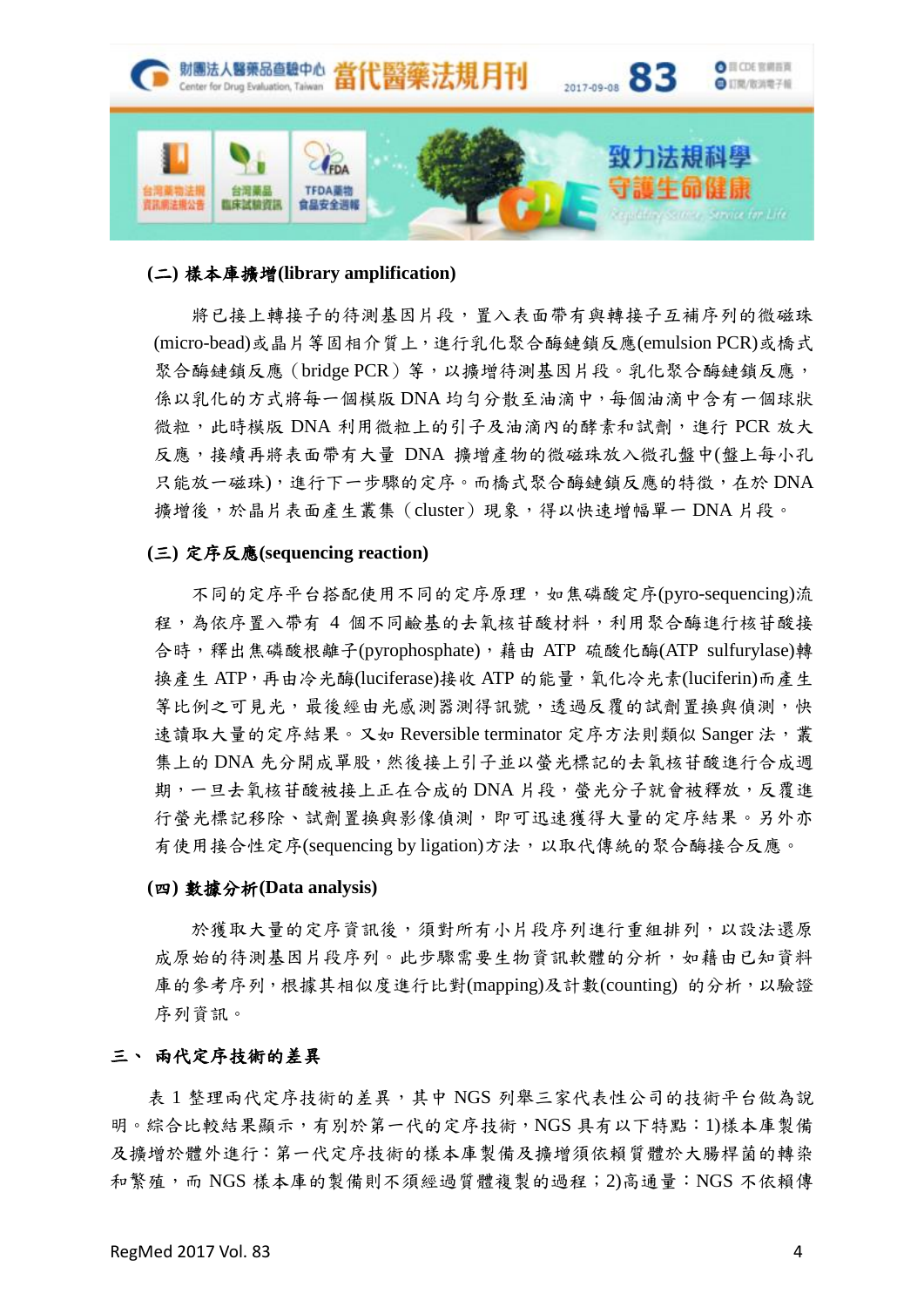**(二) 樣本庫擴增(library amplification)**

將已接上轉接子的待測基因片段，置入表面帶有與轉接子互補序列的微磁珠(micro-bead)或晶片等固相介質上，進行乳化聚合酶鏈鎖反應(emulsion PCR)或橋式聚合酶鏈鎖反應（bridge PCR）等，以擴增待測基因片段。乳化聚合酶鏈鎖反應，係以乳化的方式將每一個模版 DNA 均勻分散至油滴中，每個油滴中含有一個球狀微粒，此時模版 DNA 利用微粒上的引子及油滴內的酵素和試劑，進行 PCR 放大反應，接續再將表面帶有大量 DNA 擴增產物的微磁珠放入微孔盤中(盤上每小孔只能放一磁珠)，進行下一步驟的定序。而橋式聚合酶鏈鎖反應的特徵，在於 DNA 擴增後，於晶片表面產生叢集（cluster）現象，得以快速增幅單一 DNA 片段。

**(三) 定序反應(sequencing reaction)**

不同的定序平台搭配使用不同的定序原理，如焦磷酸定序(pyro-sequencing)流程，為依序置入帶有 4 個不同鹼基的去氧核苷酸材料，利用聚合酶進行核苷酸接合時，釋出焦磷酸根離子(pyrophosphate)，藉由 ATP 硫酸化酶(ATP sulfurylase)轉換產生 ATP，再由冷光酶(luciferase)接收 ATP 的能量，氧化冷光素(luciferin)而產生等比例之可見光，最後經由光感測器測得訊號，透過反覆的試劑置換與偵測，快速讀取大量的定序結果。又如 Reversible terminator 定序方法則類似 Sanger 法，叢集上的 DNA 先分開成單股，然後接上引子並以螢光標記的去氧核苷酸進行合成週期，一旦去氧核苷酸被接上正在合成的 DNA 片段，螢光分子就會被釋放，反覆進行螢光標記移除、試劑置換與影像偵測，即可迅速獲得大量的定序結果。另外亦有使用接合性定序(sequencing by ligation)方法，以取代傳統的聚合酶接合反應。

**(四) 數據分析(Data analysis)**

於獲取大量的定序資訊後，須對所有小片段序列進行重組排列，以設法還原成原始的待測基因片段序列。此步驟需要生物資訊軟體的分析，如藉由已知資料庫的參考序列，根據其相似度進行比對(mapping)及計數(counting) 的分析，以驗證序列資訊。

## 三、 兩代定序技術的差異

表 1 整理兩代定序技術的差異，其中 NGS 列舉三家代表性公司的技術平台做為說明。綜合比較結果顯示，有別於第一代的定序技術，NGS 具有以下特點：1)樣本庫製備及擴增於體外進行：第一代定序技術的樣本庫製備及擴增須依賴質體於大腸桿菌的轉染和繁殖，而 NGS 樣本庫的製備則不須經過質體複製的過程；2)高通量：NGS 不依賴傳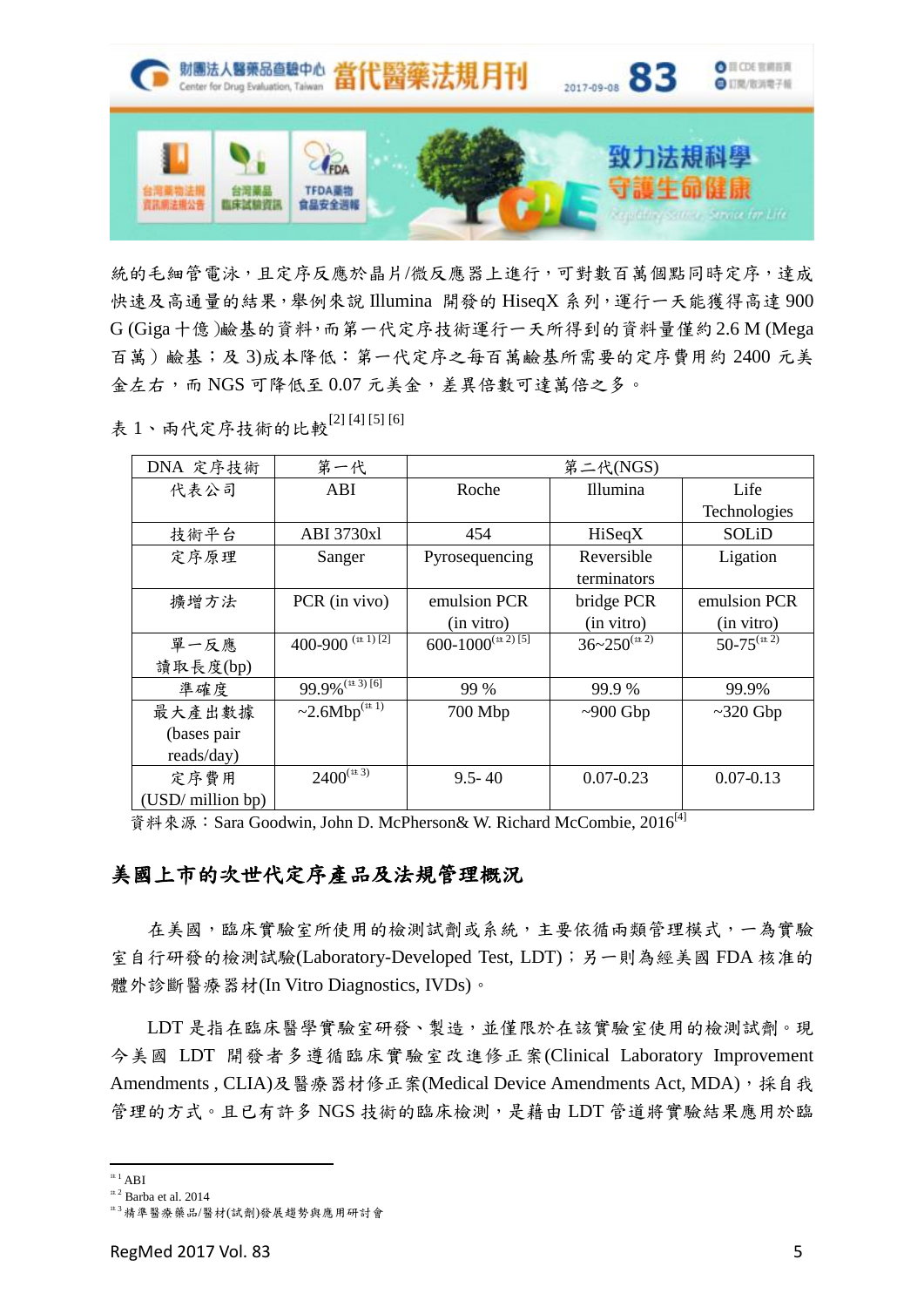統的毛細管電泳，且定序反應於晶片/微反應器上進行，可對數百萬個點同時定序，達成快速及高通量的結果，舉例來說 Illumina 開發的 HiseqX 系列，運行一天能獲得高達 900 G (Giga 十億 )鹼基的資料，而第一代定序技術運行一天所得到的資料量僅約 2.6 M (Mega 百萬 ) 鹼基；及 3)成本降低：第一代定序之每百萬鹼基所需要的定序費用約 2400 元美金左右，而 NGS 可降低至 0.07 元美金，差異倍數可達萬倍之多。

表 1、兩代定序技術的比較[2] [4] [5] [6]

| DNA 定序技術 | 第一代 | 第二代(NGS) | | |
|---|---|---|---|---|
| 代表公司 | ABI | Roche | Illumina | Life Technologies |
| 技術平台 | ABI 3730xl | 454 | HiSeqX | SOLiD |
| 定序原理 | Sanger | Pyrosequencing | Reversible terminators | Ligation |
| 擴增方法 | PCR (in vivo) | emulsion PCR (in vitro) | bridge PCR (in vitro) | emulsion PCR (in vitro) |
| 單一反應讀取長度(bp) | 400-900 (註 1) [2] | 600-1000(註 2) [5] | 36~250(註 2) | 50-75(註 2) |
| 準確度 | 99.9%(註 3) [6] | 99 % | 99.9 % | 99.9% |
| 最大產出數據 (bases pair reads/day) | ~2.6Mbp(註 1) | 700 Mbp | ~900 Gbp | ~320 Gbp |
| 定序費用 (USD/ million bp) | 2400(註 3) | 9.5- 40 | 0.07-0.23 | 0.07-0.13 |

資料來源：Sara Goodwin, John D. McPherson& W. Richard McCombie, 2016[4]

## 美國上市的次世代定序產品及法規管理概況

在美國，臨床實驗室所使用的檢測試劑或系統，主要依循兩類管理模式，一為實驗室自行研發的檢測試驗(Laboratory-Developed Test, LDT)；另一則為經美國 FDA 核准的體外診斷醫療器材(In Vitro Diagnostics, IVDs)。

LDT 是指在臨床醫學實驗室研發、製造，並僅限於在該實驗室使用的檢測試劑。現今美國 LDT 開發者多遵循臨床實驗室改進修正案(Clinical Laboratory Improvement Amendments , CLIA)及醫療器材修正案(Medical Device Amendments Act, MDA)，採自我管理的方式。且已有許多 NGS 技術的臨床檢測，是藉由 LDT 管道將實驗結果應用於臨

註 1 ABI
註 2 Barba et al. 2014
註 3 精準醫療藥品/醫材(試劑)發展趨勢與應用研討會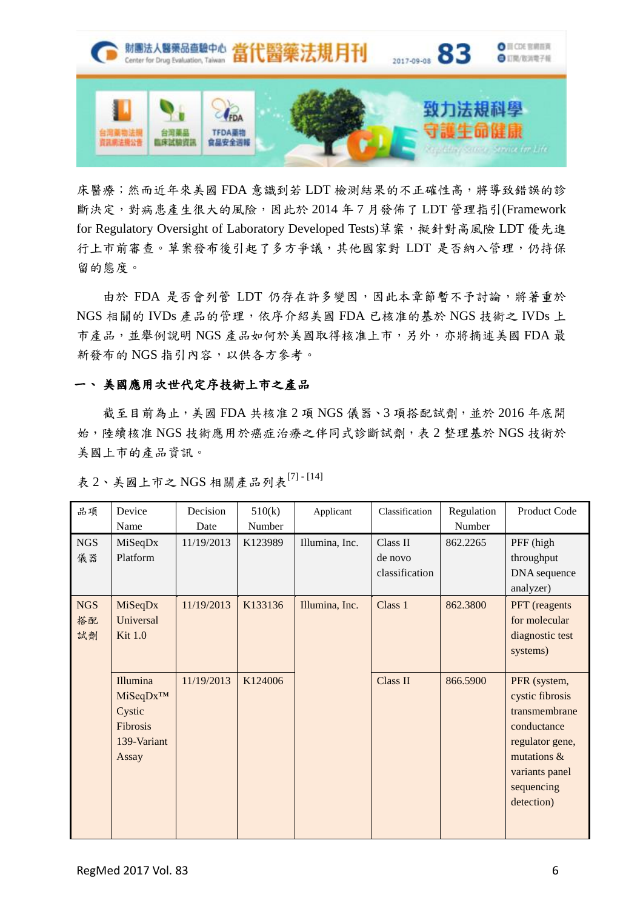床醫療；然而近年來美國 FDA 意識到若 LDT 檢測結果的不正確性高，將導致錯誤的診斷決定，對病患產生很大的風險，因此於 2014 年 7 月發佈了 LDT 管理指引(Framework for Regulatory Oversight of Laboratory Developed Tests)草案，擬針對高風險 LDT 優先進行上市前審查。草案發佈後引起了多方爭議，其他國家對 LDT 是否納入管理，仍持保留的態度。

由於 FDA 是否會列管 LDT 仍存在許多變因，因此本章節暫不予討論，將著重於 NGS 相關的 IVDs 產品的管理，依序介紹美國 FDA 已核准的基於 NGS 技術之 IVDs 上市產品，並舉例說明 NGS 產品如何於美國取得核准上市，另外，亦將摘述美國 FDA 最新發布的 NGS 指引內容，以供各方參考。

## 一、 美國應用次世代定序技術上市之產品

截至目前為止，美國 FDA 共核准 2 項 NGS 儀器、3 項搭配試劑，並於 2016 年底開始，陸續核准 NGS 技術應用於癌症治療之伴同式診斷試劑，表 2 整理基於 NGS 技術於美國上市的產品資訊。

表 2、美國上市之 NGS 相關產品列表[7]-[14]

| 品項 | Device Name | Decision Date | 510(k) Number | Applicant | Classification | Regulation Number | Product Code |
|---|---|---|---|---|---|---|---|
| NGS 儀器 | MiSeqDx Platform | 11/19/2013 | K123989 | Illumina, Inc. | Class II de novo classification | 862.2265 | PFF (high throughput DNA sequence analyzer) |
| NGS 搭配試劑 | MiSeqDx Universal Kit 1.0 | 11/19/2013 | K133136 | Illumina, Inc. | Class 1 | 862.3800 | PFT (reagents for molecular diagnostic test systems) |
| | Illumina MiSeqDx™ Cystic Fibrosis 139-Variant Assay | 11/19/2013 | K124006 | | Class II | 866.5900 | PFR (system, cystic fibrosis transmembrane conductance regulator gene, mutations & variants panel sequencing detection) |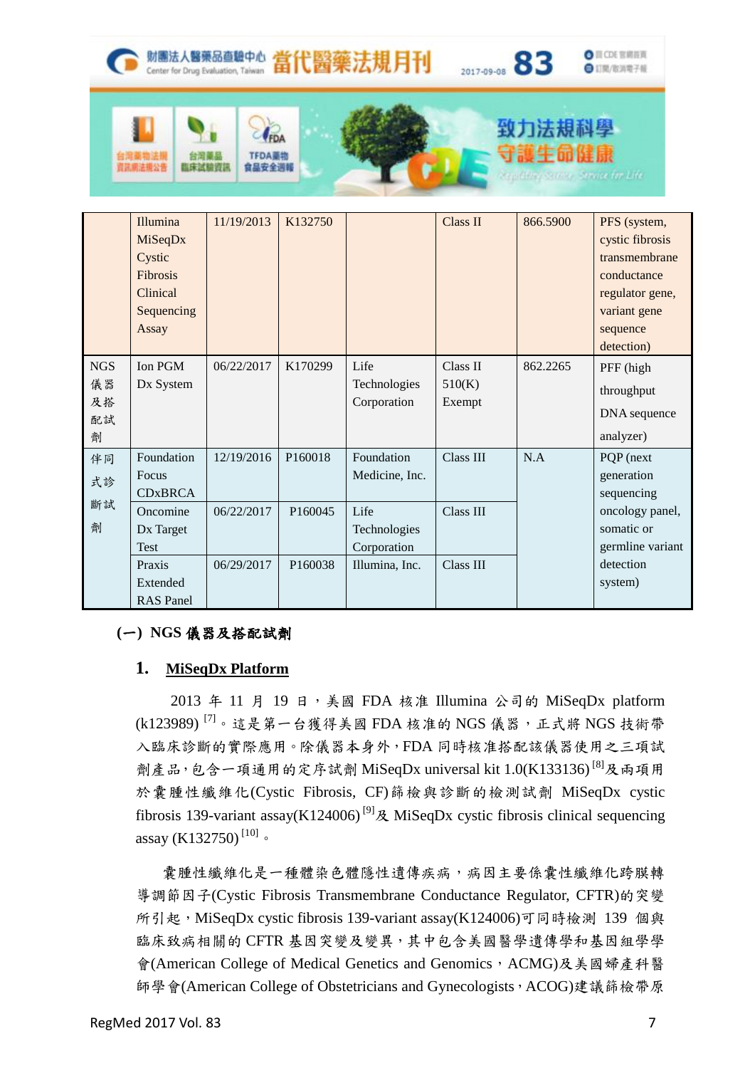| | Illumina MiSeqDx Cystic Fibrosis Clinical Sequencing Assay | 11/19/2013 | K132750 | | Class II | 866.5900 | PFS (system, cystic fibrosis transmembrane conductance regulator gene, variant gene sequence detection) |
|---|---|---|---|---|---|---|---|
| NGS 儀器及搭配試劑 | Ion PGM Dx System | 06/22/2017 | K170299 | Life Technologies Corporation | Class II 510(K) Exempt | 862.2265 | PFF (high throughput DNA sequence analyzer) |
| 伴同式診斷試劑 | Foundation Focus CDxBRCA | 12/19/2016 | P160018 | Foundation Medicine, Inc. | Class III | N.A | PQP (next generation sequencing oncology panel, somatic or germline variant detection system) |
| | Oncomine Dx Target Test | 06/22/2017 | P160045 | Life Technologies Corporation | Class III | | |
| | Praxis Extended RAS Panel | 06/29/2017 | P160038 | Illumina, Inc. | Class III | | |

## (一) NGS 儀器及搭配試劑

### 1. MiSeqDx Platform

2013 年 11 月 19 日，美國 FDA 核准 Illumina 公司的 MiSeqDx platform (k123989) [7]。這是第一台獲得美國 FDA 核准的 NGS 儀器，正式將 NGS 技術帶入臨床診斷的實際應用。除儀器本身外，FDA 同時核准搭配該儀器使用之三項試劑產品，包含一項通用的定序試劑 MiSeqDx universal kit 1.0(K133136) [8]及兩項用於囊腫性纖維化(Cystic Fibrosis, CF)篩檢與診斷的檢測試劑 MiSeqDx cystic fibrosis 139-variant assay(K124006) [9]及 MiSeqDx cystic fibrosis clinical sequencing assay (K132750) [10]。

囊腫性纖維化是一種體染色體隱性遺傳疾病，病因主要係囊性纖維化跨膜轉導調節因子(Cystic Fibrosis Transmembrane Conductance Regulator, CFTR)的突變所引起，MiSeqDx cystic fibrosis 139-variant assay(K124006)可同時檢測 139 個與臨床致病相關的 CFTR 基因突變及變異，其中包含美國醫學遺傳學和基因組學學會(American College of Medical Genetics and Genomics，ACMG)及美國婦產科醫師學會(American College of Obstetricians and Gynecologists，ACOG)建議篩檢帶原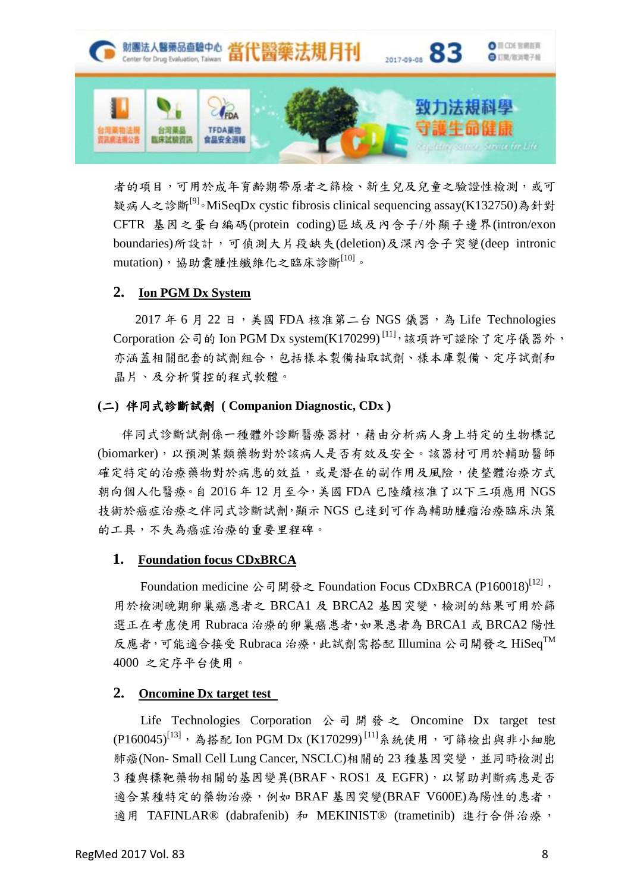者的項目，可用於成年育齡期帶原者之篩檢、新生兒及兒童之驗證性檢測，或可疑病人之診斷[9]。MiSeqDx cystic fibrosis clinical sequencing assay(K132750)為針對CFTR 基因之蛋白編碼(protein coding)區域及內含子/外顯子邊界(intron/exon boundaries)所設計，可偵測大片段缺失(deletion)及深內含子突變(deep intronic mutation)，協助囊腫性纖維化之臨床診斷[10]。

### 2. Ion PGM Dx System

2017 年 6 月 22 日，美國 FDA 核准第二台 NGS 儀器，為 Life Technologies Corporation 公司的 Ion PGM Dx system(K170299) [11]，該項許可證除了定序儀器外，亦涵蓋相關配套的試劑組合，包括樣本製備抽取試劑、樣本庫製備、定序試劑和晶片、及分析質控的程式軟體。

## (二) 伴同式診斷試劑 ( Companion Diagnostic, CDx )

伴同式診斷試劑係一種體外診斷醫療器材，藉由分析病人身上特定的生物標記(biomarker)，以預測某類藥物對於該病人是否有效及安全。該器材可用於輔助醫師確定特定的治療藥物對於病患的效益，或是潛在的副作用及風險，使整體治療方式朝向個人化醫療。自 2016 年 12 月至今，美國 FDA 已陸續核准了以下三項應用 NGS 技術於癌症治療之伴同式診斷試劑，顯示 NGS 已達到可作為輔助腫瘤治療臨床決策的工具，不失為癌症治療的重要里程碑。

### 1. Foundation focus CDxBRCA

Foundation medicine 公司開發之 Foundation Focus CDxBRCA (P160018)[12]，用於檢測晚期卵巢癌患者之 BRCA1 及 BRCA2 基因突變，檢測的結果可用於篩選正在考慮使用 Rubraca 治療的卵巢癌患者，如果患者為 BRCA1 或 BRCA2 陽性反應者，可能適合接受 Rubraca 治療，此試劑需搭配 Illumina 公司開發之 HiSeq™ 4000 之定序平台使用。

### 2. Oncomine Dx target test

Life Technologies Corporation 公司開發之 Oncomine Dx target test (P160045)[13]，為搭配 Ion PGM Dx (K170299) [11]系統使用，可篩檢出與非小細胞肺癌(Non- Small Cell Lung Cancer, NSCLC)相關的 23 種基因突變，並同時檢測出 3 種與標靶藥物相關的基因變異(BRAF、ROS1 及 EGFR)，以幫助判斷病患是否適合某種特定的藥物治療，例如 BRAF 基因突變(BRAF V600E)為陽性的患者，適用 TAFINLAR® (dabrafenib) 和 MEKINIST® (trametinib) 進行合併治療，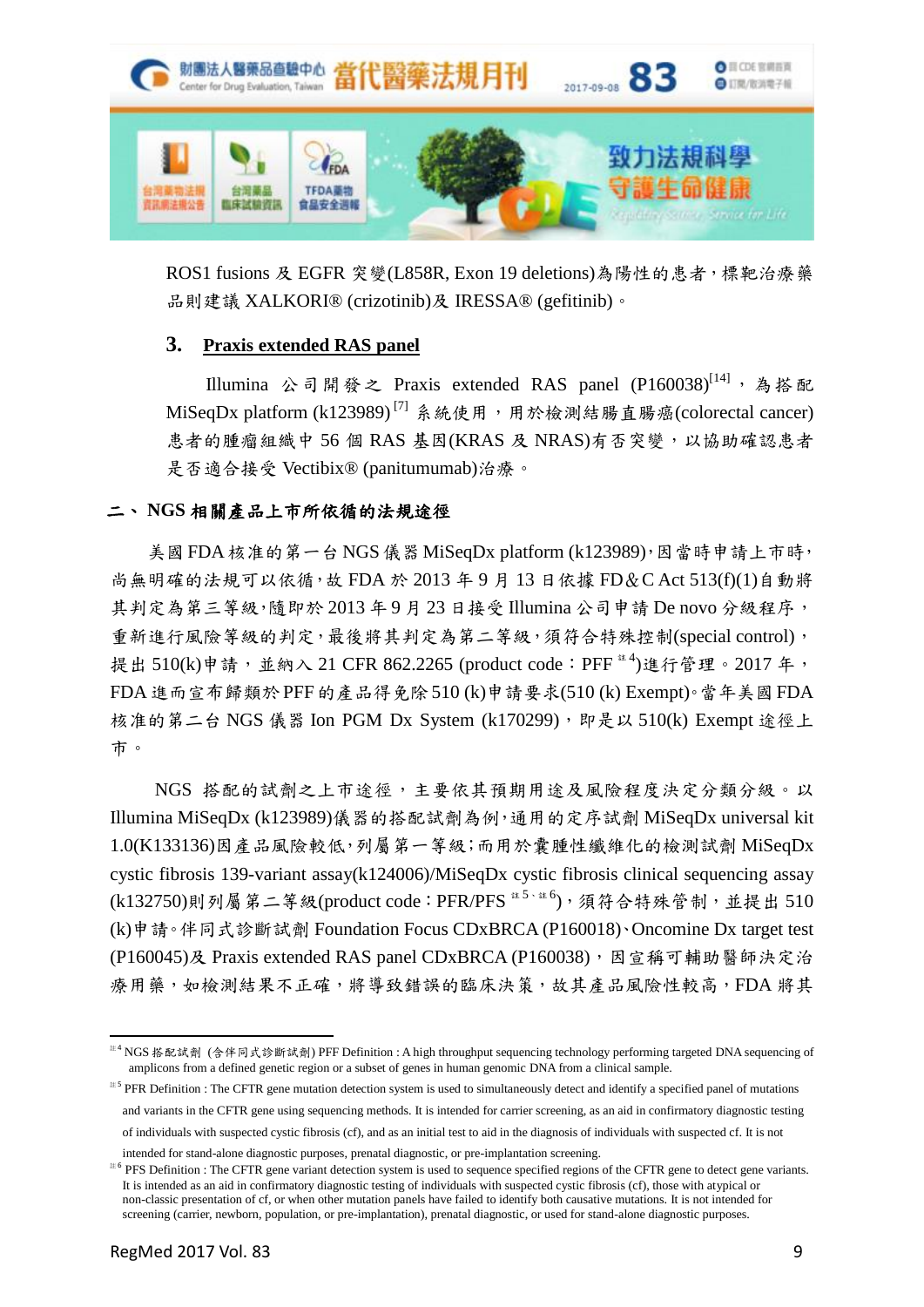ROS1 fusions 及 EGFR 突變(L858R, Exon 19 deletions)為陽性的患者，標靶治療藥品則建議 XALKORI® (crizotinib)及 IRESSA® (gefitinib)。

### 3. Praxis extended RAS panel

Illumina 公司開發之 Praxis extended RAS panel (P160038)[14]，為搭配 MiSeqDx platform (k123989)[7] 系統使用，用於檢測結腸直腸癌(colorectal cancer)患者的腫瘤組織中 56 個 RAS 基因(KRAS 及 NRAS)有否突變，以協助確認患者是否適合接受 Vectibix® (panitumumab)治療。

## 二、NGS 相關產品上市所依循的法規途徑

美國 FDA 核准的第一台 NGS 儀器 MiSeqDx platform (k123989)，因當時申請上市時，尚無明確的法規可以依循，故 FDA 於 2013 年 9 月 13 日依據 FD&C Act 513(f)(1)自動將其判定為第三等級，隨即於 2013 年 9 月 23 日接受 Illumina 公司申請 De novo 分級程序，重新進行風險等級的判定，最後將其判定為第二等級，須符合特殊控制(special control)，提出 510(k)申請，並納入 21 CFR 862.2265 (product code：PFF 註4)進行管理。2017 年，FDA 進而宣布歸類於 PFF 的產品得免除 510 (k)申請要求(510 (k) Exempt)。當年美國 FDA 核准的第二台 NGS 儀器 Ion PGM Dx System (k170299)，即是以 510(k) Exempt 途徑上市。

NGS 搭配的試劑之上市途徑，主要依其預期用途及風險程度決定分類分級。以 Illumina MiSeqDx (k123989)儀器的搭配試劑為例，通用的定序試劑 MiSeqDx universal kit 1.0(K133136)因產品風險較低，列屬第一等級；而用於囊腫性纖維化的檢測試劑 MiSeqDx cystic fibrosis 139-variant assay(k124006)/MiSeqDx cystic fibrosis clinical sequencing assay (k132750)則列屬第二等級(product code：PFR/PFS 註5、註6)，須符合特殊管制，並提出 510 (k)申請。伴同式診斷試劑 Foundation Focus CDxBRCA (P160018)、Oncomine Dx target test (P160045)及 Praxis extended RAS panel CDxBRCA (P160038)，因宣稱可輔助醫師決定治療用藥，如檢測結果不正確，將導致錯誤的臨床決策，故其產品風險性較高，FDA 將其

---

註4 NGS 搭配試劑 (含伴同式診斷試劑) PFF Definition : A high throughput sequencing technology performing targeted DNA sequencing of amplicons from a defined genetic region or a subset of genes in human genomic DNA from a clinical sample.

註5 PFR Definition : The CFTR gene mutation detection system is used to simultaneously detect and identify a specified panel of mutations and variants in the CFTR gene using sequencing methods. It is intended for carrier screening, as an aid in confirmatory diagnostic testing of individuals with suspected cystic fibrosis (cf), and as an initial test to aid in the diagnosis of individuals with suspected cf. It is not intended for stand-alone diagnostic purposes, prenatal diagnostic, or pre-implantation screening.

註6 PFS Definition : The CFTR gene variant detection system is used to sequence specified regions of the CFTR gene to detect gene variants. It is intended as an aid in confirmatory diagnostic testing of individuals with suspected cystic fibrosis (cf), those with atypical or non-classic presentation of cf, or when other mutation panels have failed to identify both causative mutations. It is not intended for screening (carrier, newborn, population, or pre-implantation), prenatal diagnostic, or used for stand-alone diagnostic purposes.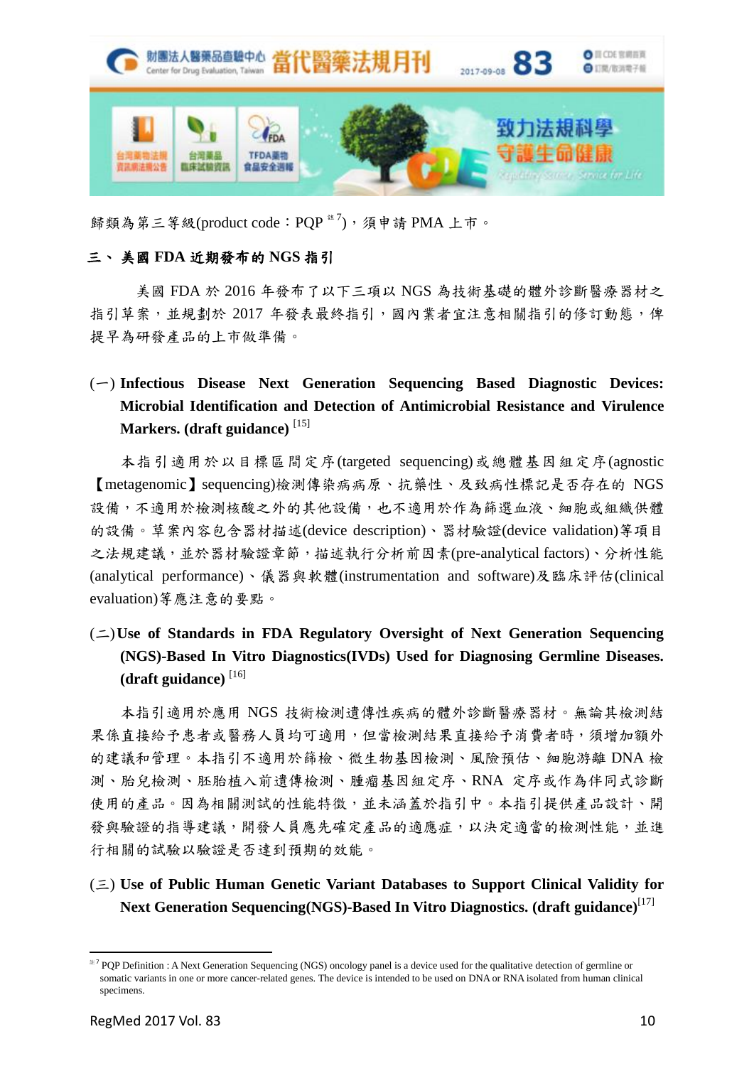歸類為第三等級(product code：PQP [註7])，須申請 PMA 上市。

## 三、美國 FDA 近期發布的 NGS 指引

美國 FDA 於 2016 年發布了以下三項以 NGS 為技術基礎的體外診斷醫療器材之指引草案，並規劃於 2017 年發表最終指引，國內業者宜注意相關指引的修訂動態，俾提早為研發產品的上市做準備。

### (一) Infectious Disease Next Generation Sequencing Based Diagnostic Devices: Microbial Identification and Detection of Antimicrobial Resistance and Virulence Markers. (draft guidance) [15]

本指引適用於以目標區間定序(targeted sequencing)或總體基因組定序(agnostic【metagenomic】sequencing)檢測傳染病病原、抗藥性、及致病性標記是否存在的 NGS 設備，不適用於檢測核酸之外的其他設備，也不適用於作為篩選血液、細胞或組織供體的設備。草案內容包含器材描述(device description)、器材驗證(device validation)等項目之法規建議，並於器材驗證章節，描述執行分析前因素(pre-analytical factors)、分析性能(analytical performance)、儀器與軟體(instrumentation and software)及臨床評估(clinical evaluation)等應注意的要點。

### (二) Use of Standards in FDA Regulatory Oversight of Next Generation Sequencing (NGS)-Based In Vitro Diagnostics(IVDs) Used for Diagnosing Germline Diseases. (draft guidance) [16]

本指引適用於應用 NGS 技術檢測遺傳性疾病的體外診斷醫療器材。無論其檢測結果係直接給予患者或醫務人員均可適用，但當檢測結果直接給予消費者時，須增加額外的建議和管理。本指引不適用於篩檢、微生物基因檢測、風險預估、細胞游離 DNA 檢測、胎兒檢測、胚胎植入前遺傳檢測、腫瘤基因組定序、RNA 定序或作為伴同式診斷使用的產品。因為相關測試的性能特徵，並未涵蓋於指引中。本指引提供產品設計、開發與驗證的指導建議，開發人員應先確定產品的適應症，以決定適當的檢測性能，並進行相關的試驗以驗證是否達到預期的效能。

### (三) Use of Public Human Genetic Variant Databases to Support Clinical Validity for Next Generation Sequencing(NGS)-Based In Vitro Diagnostics. (draft guidance)[17]

---

[註7] PQP Definition : A Next Generation Sequencing (NGS) oncology panel is a device used for the qualitative detection of germline or somatic variants in one or more cancer-related genes. The device is intended to be used on DNA or RNA isolated from human clinical specimens.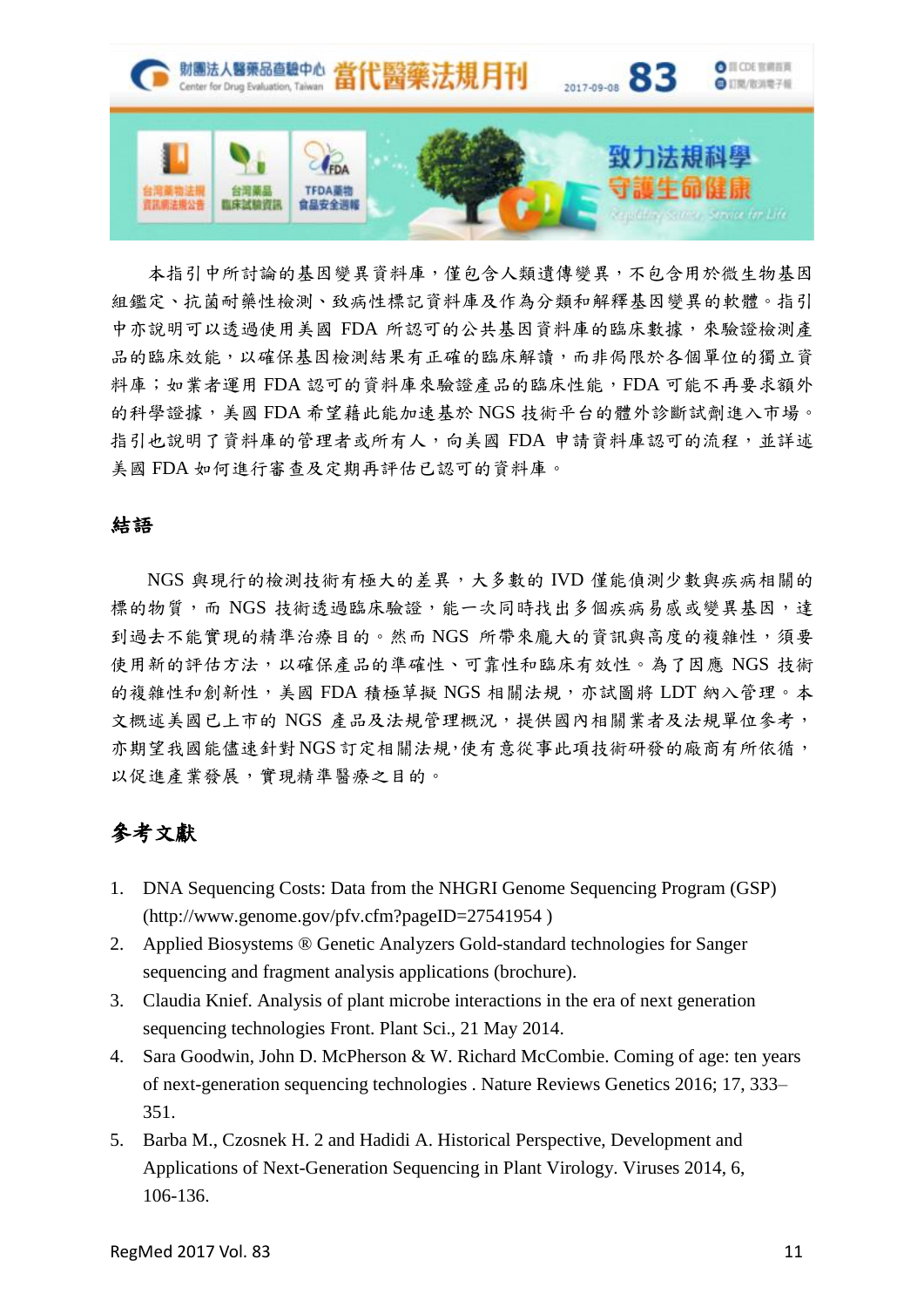本指引中所討論的基因變異資料庫，僅包含人類遺傳變異，不包含用於微生物基因組鑑定、抗菌耐藥性檢測、致病性標記資料庫及作為分類和解釋基因變異的軟體。指引中亦說明可以透過使用美國 FDA 所認可的公共基因資料庫的臨床數據，來驗證檢測產品的臨床效能，以確保基因檢測結果有正確的臨床解讀，而非侷限於各個單位的獨立資料庫；如業者運用 FDA 認可的資料庫來驗證產品的臨床性能，FDA 可能不再要求額外的科學證據，美國 FDA 希望藉此能加速基於 NGS 技術平台的體外診斷試劑進入市場。指引也說明了資料庫的管理者或所有人，向美國 FDA 申請資料庫認可的流程，並詳述美國 FDA 如何進行審查及定期再評估已認可的資料庫。

## 結語

NGS 與現行的檢測技術有極大的差異，大多數的 IVD 僅能偵測少數與疾病相關的標的物質，而 NGS 技術透過臨床驗證，能一次同時找出多個疾病易感或變異基因，達到過去不能實現的精準治療目的。然而 NGS 所帶來龐大的資訊與高度的複雜性，須要使用新的評估方法，以確保產品的準確性、可靠性和臨床有效性。為了因應 NGS 技術的複雜性和創新性，美國 FDA 積極草擬 NGS 相關法規，亦試圖將 LDT 納入管理。本文概述美國已上市的 NGS 產品及法規管理概況，提供國內相關業者及法規單位參考，亦期望我國能儘速針對NGS訂定相關法規，使有意從事此項技術研發的廠商有所依循，以促進產業發展，實現精準醫療之目的。

## 參考文獻

1. DNA Sequencing Costs: Data from the NHGRI Genome Sequencing Program (GSP) (http://www.genome.gov/pfv.cfm?pageID=27541954 )
2. Applied Biosystems ® Genetic Analyzers Gold-standard technologies for Sanger sequencing and fragment analysis applications (brochure).
3. Claudia Knief. Analysis of plant microbe interactions in the era of next generation sequencing technologies Front. Plant Sci., 21 May 2014.
4. Sara Goodwin, John D. McPherson & W. Richard McCombie. Coming of age: ten years of next-generation sequencing technologies . Nature Reviews Genetics 2016; 17, 333–351.
5. Barba M., Czosnek H. 2 and Hadidi A. Historical Perspective, Development and Applications of Next-Generation Sequencing in Plant Virology. Viruses 2014, 6, 106-136.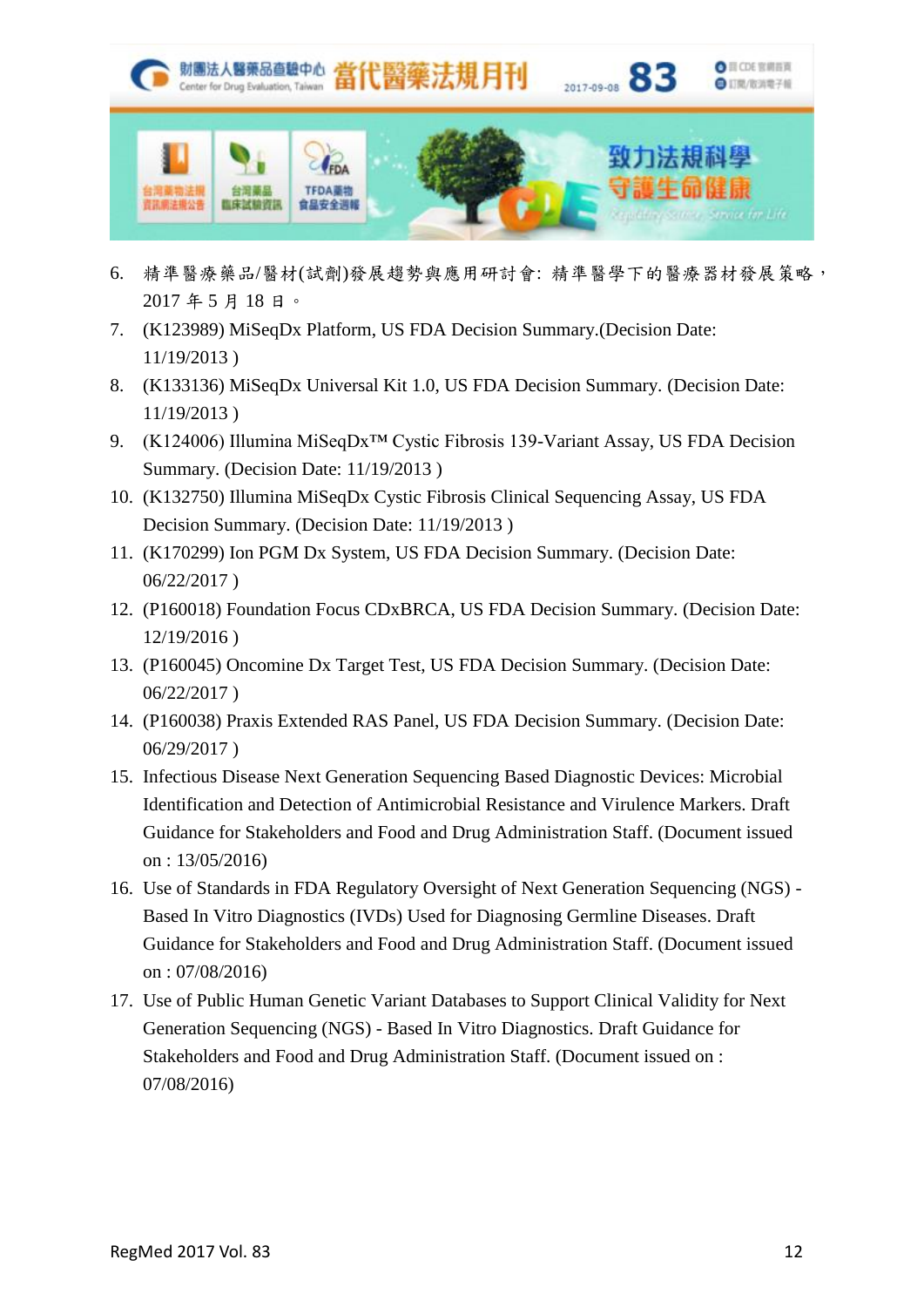6. 精準醫療藥品/醫材(試劑)發展趨勢與應用研討會: 精準醫學下的醫療器材發展策略，2017 年 5 月 18 日。
7. (K123989) MiSeqDx Platform, US FDA Decision Summary.(Decision Date: 11/19/2013 )
8. (K133136) MiSeqDx Universal Kit 1.0, US FDA Decision Summary. (Decision Date: 11/19/2013 )
9. (K124006) Illumina MiSeqDx™ Cystic Fibrosis 139-Variant Assay, US FDA Decision Summary. (Decision Date: 11/19/2013 )
10. (K132750) Illumina MiSeqDx Cystic Fibrosis Clinical Sequencing Assay, US FDA Decision Summary. (Decision Date: 11/19/2013 )
11. (K170299) Ion PGM Dx System, US FDA Decision Summary. (Decision Date: 06/22/2017 )
12. (P160018) Foundation Focus CDxBRCA, US FDA Decision Summary. (Decision Date: 12/19/2016 )
13. (P160045) Oncomine Dx Target Test, US FDA Decision Summary. (Decision Date: 06/22/2017 )
14. (P160038) Praxis Extended RAS Panel, US FDA Decision Summary. (Decision Date: 06/29/2017 )
15. Infectious Disease Next Generation Sequencing Based Diagnostic Devices: Microbial Identification and Detection of Antimicrobial Resistance and Virulence Markers. Draft Guidance for Stakeholders and Food and Drug Administration Staff. (Document issued on : 13/05/2016)
16. Use of Standards in FDA Regulatory Oversight of Next Generation Sequencing (NGS) - Based In Vitro Diagnostics (IVDs) Used for Diagnosing Germline Diseases. Draft Guidance for Stakeholders and Food and Drug Administration Staff. (Document issued on : 07/08/2016)
17. Use of Public Human Genetic Variant Databases to Support Clinical Validity for Next Generation Sequencing (NGS) - Based In Vitro Diagnostics. Draft Guidance for Stakeholders and Food and Drug Administration Staff. (Document issued on : 07/08/2016)